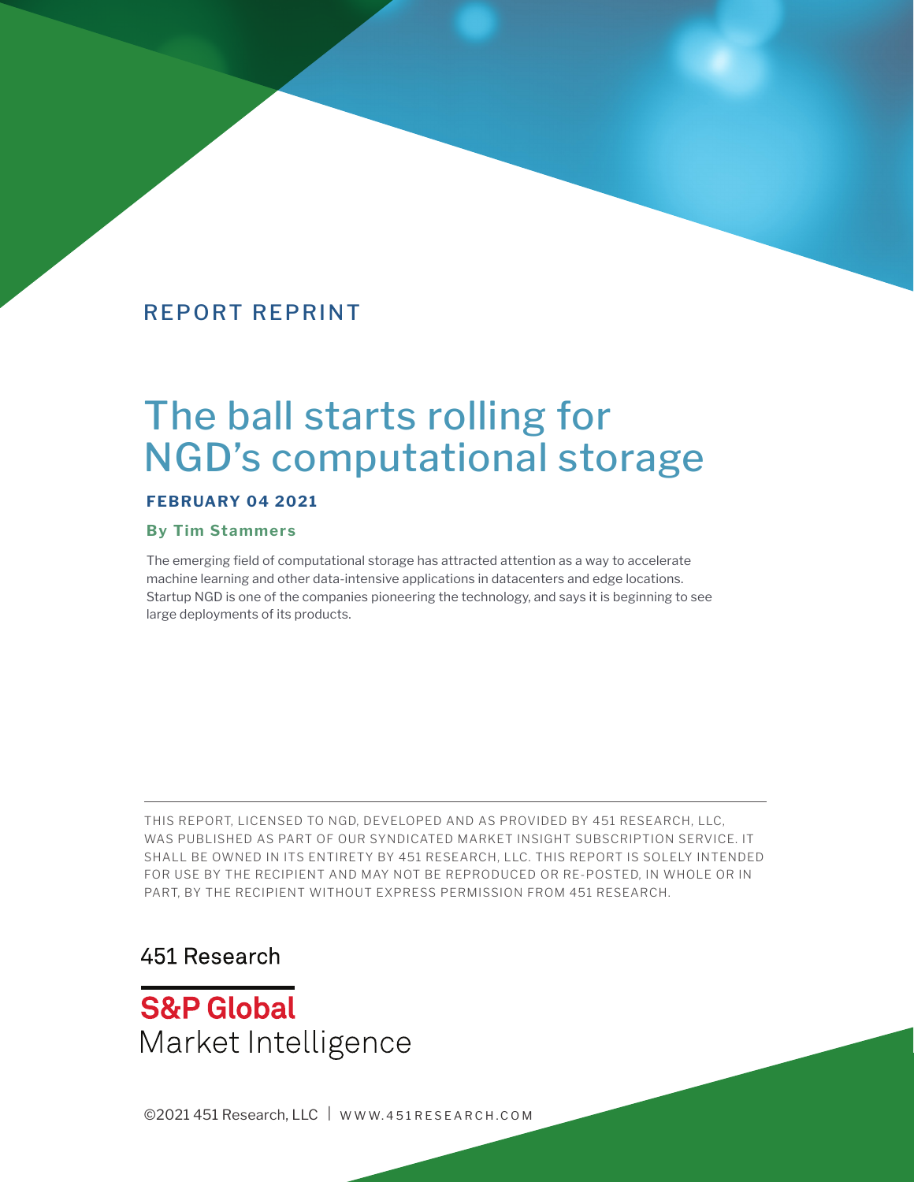REPORT REPRINT

# The ball starts rolling for NGD's computational storage

**FEBRUARY 04 2021**

**By Tim Stammers**

The emerging field of computational storage has attracted attention as a way to accelerate machine learning and other data-intensive applications in datacenters and edge locations. Startup NGD is one of the companies pioneering the technology, and says it is beginning to see large deployments of its products.

---

THIS REPORT, LICENSED TO NGD, DEVELOPED AND AS PROVIDED BY 451 RESEARCH, LLC, WAS PUBLISHED AS PART OF OUR SYNDICATED MARKET INSIGHT SUBSCRIPTION SERVICE. IT SHALL BE OWNED IN ITS ENTIRETY BY 451 RESEARCH, LLC. THIS REPORT IS SOLELY INTENDED FOR USE BY THE RECIPIENT AND MAY NOT BE REPRODUCED OR RE-POSTED, IN WHOLE OR IN PART, BY THE RECIPIENT WITHOUT EXPRESS PERMISSION FROM 451 RESEARCH.

451 Research

S&P Global
Market Intelligence

©2021 451 Research, LLC | WWW.451RESEARCH.COM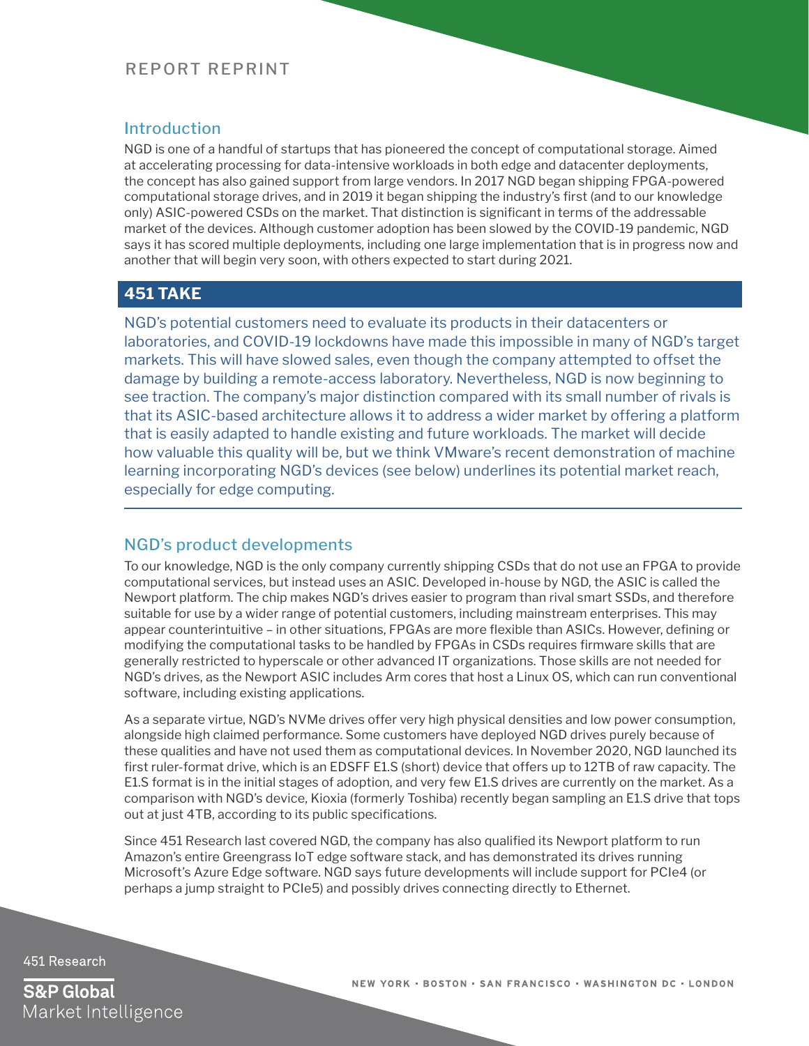## Introduction

NGD is one of a handful of startups that has pioneered the concept of computational storage. Aimed at accelerating processing for data-intensive workloads in both edge and datacenter deployments, the concept has also gained support from large vendors. In 2017 NGD began shipping FPGA-powered computational storage drives, and in 2019 it began shipping the industry's first (and to our knowledge only) ASIC-powered CSDs on the market. That distinction is significant in terms of the addressable market of the devices. Although customer adoption has been slowed by the COVID-19 pandemic, NGD says it has scored multiple deployments, including one large implementation that is in progress now and another that will begin very soon, with others expected to start during 2021.

## 451 TAKE

NGD's potential customers need to evaluate its products in their datacenters or laboratories, and COVID-19 lockdowns have made this impossible in many of NGD's target markets. This will have slowed sales, even though the company attempted to offset the damage by building a remote-access laboratory. Nevertheless, NGD is now beginning to see traction. The company's major distinction compared with its small number of rivals is that its ASIC-based architecture allows it to address a wider market by offering a platform that is easily adapted to handle existing and future workloads. The market will decide how valuable this quality will be, but we think VMware's recent demonstration of machine learning incorporating NGD's devices (see below) underlines its potential market reach, especially for edge computing.

## NGD's product developments

To our knowledge, NGD is the only company currently shipping CSDs that do not use an FPGA to provide computational services, but instead uses an ASIC. Developed in-house by NGD, the ASIC is called the Newport platform. The chip makes NGD's drives easier to program than rival smart SSDs, and therefore suitable for use by a wider range of potential customers, including mainstream enterprises. This may appear counterintuitive – in other situations, FPGAs are more flexible than ASICs. However, defining or modifying the computational tasks to be handled by FPGAs in CSDs requires firmware skills that are generally restricted to hyperscale or other advanced IT organizations. Those skills are not needed for NGD's drives, as the Newport ASIC includes Arm cores that host a Linux OS, which can run conventional software, including existing applications.

As a separate virtue, NGD's NVMe drives offer very high physical densities and low power consumption, alongside high claimed performance. Some customers have deployed NGD drives purely because of these qualities and have not used them as computational devices. In November 2020, NGD launched its first ruler-format drive, which is an EDSFF E1.S (short) device that offers up to 12TB of raw capacity. The E1.S format is in the initial stages of adoption, and very few E1.S drives are currently on the market. As a comparison with NGD's device, Kioxia (formerly Toshiba) recently began sampling an E1.S drive that tops out at just 4TB, according to its public specifications.

Since 451 Research last covered NGD, the company has also qualified its Newport platform to run Amazon's entire Greengrass IoT edge software stack, and has demonstrated its drives running Microsoft's Azure Edge software. NGD says future developments will include support for PCIe4 (or perhaps a jump straight to PCIe5) and possibly drives connecting directly to Ethernet.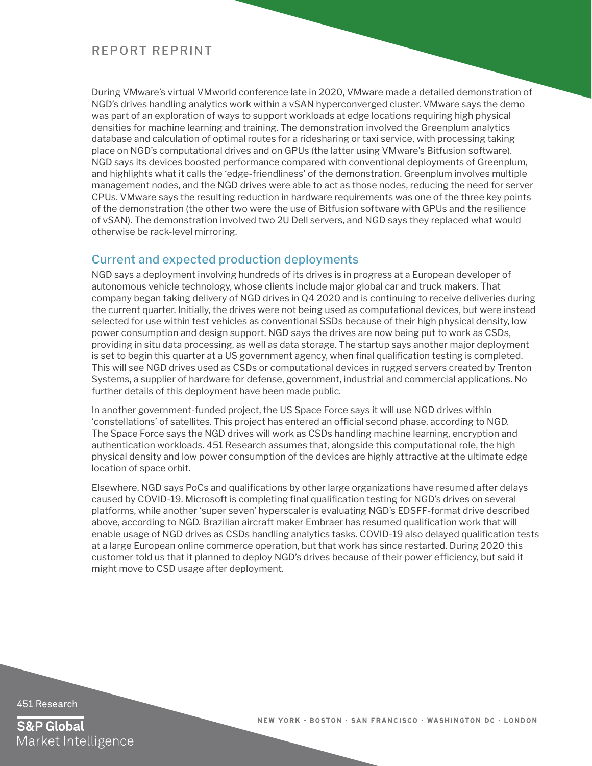During VMware's virtual VMworld conference late in 2020, VMware made a detailed demonstration of NGD's drives handling analytics work within a vSAN hyperconverged cluster. VMware says the demo was part of an exploration of ways to support workloads at edge locations requiring high physical densities for machine learning and training. The demonstration involved the Greenplum analytics database and calculation of optimal routes for a ridesharing or taxi service, with processing taking place on NGD's computational drives and on GPUs (the latter using VMware's Bitfusion software). NGD says its devices boosted performance compared with conventional deployments of Greenplum, and highlights what it calls the 'edge-friendliness' of the demonstration. Greenplum involves multiple management nodes, and the NGD drives were able to act as those nodes, reducing the need for server CPUs. VMware says the resulting reduction in hardware requirements was one of the three key points of the demonstration (the other two were the use of Bitfusion software with GPUs and the resilience of vSAN). The demonstration involved two 2U Dell servers, and NGD says they replaced what would otherwise be rack-level mirroring.

## Current and expected production deployments

NGD says a deployment involving hundreds of its drives is in progress at a European developer of autonomous vehicle technology, whose clients include major global car and truck makers. That company began taking delivery of NGD drives in Q4 2020 and is continuing to receive deliveries during the current quarter. Initially, the drives were not being used as computational devices, but were instead selected for use within test vehicles as conventional SSDs because of their high physical density, low power consumption and design support. NGD says the drives are now being put to work as CSDs, providing in situ data processing, as well as data storage. The startup says another major deployment is set to begin this quarter at a US government agency, when final qualification testing is completed. This will see NGD drives used as CSDs or computational devices in rugged servers created by Trenton Systems, a supplier of hardware for defense, government, industrial and commercial applications. No further details of this deployment have been made public.

In another government-funded project, the US Space Force says it will use NGD drives within 'constellations' of satellites. This project has entered an official second phase, according to NGD. The Space Force says the NGD drives will work as CSDs handling machine learning, encryption and authentication workloads. 451 Research assumes that, alongside this computational role, the high physical density and low power consumption of the devices are highly attractive at the ultimate edge location of space orbit.

Elsewhere, NGD says PoCs and qualifications by other large organizations have resumed after delays caused by COVID-19. Microsoft is completing final qualification testing for NGD's drives on several platforms, while another 'super seven' hyperscaler is evaluating NGD's EDSFF-format drive described above, according to NGD. Brazilian aircraft maker Embraer has resumed qualification work that will enable usage of NGD drives as CSDs handling analytics tasks. COVID-19 also delayed qualification tests at a large European online commerce operation, but that work has since restarted. During 2020 this customer told us that it planned to deploy NGD's drives because of their power efficiency, but said it might move to CSD usage after deployment.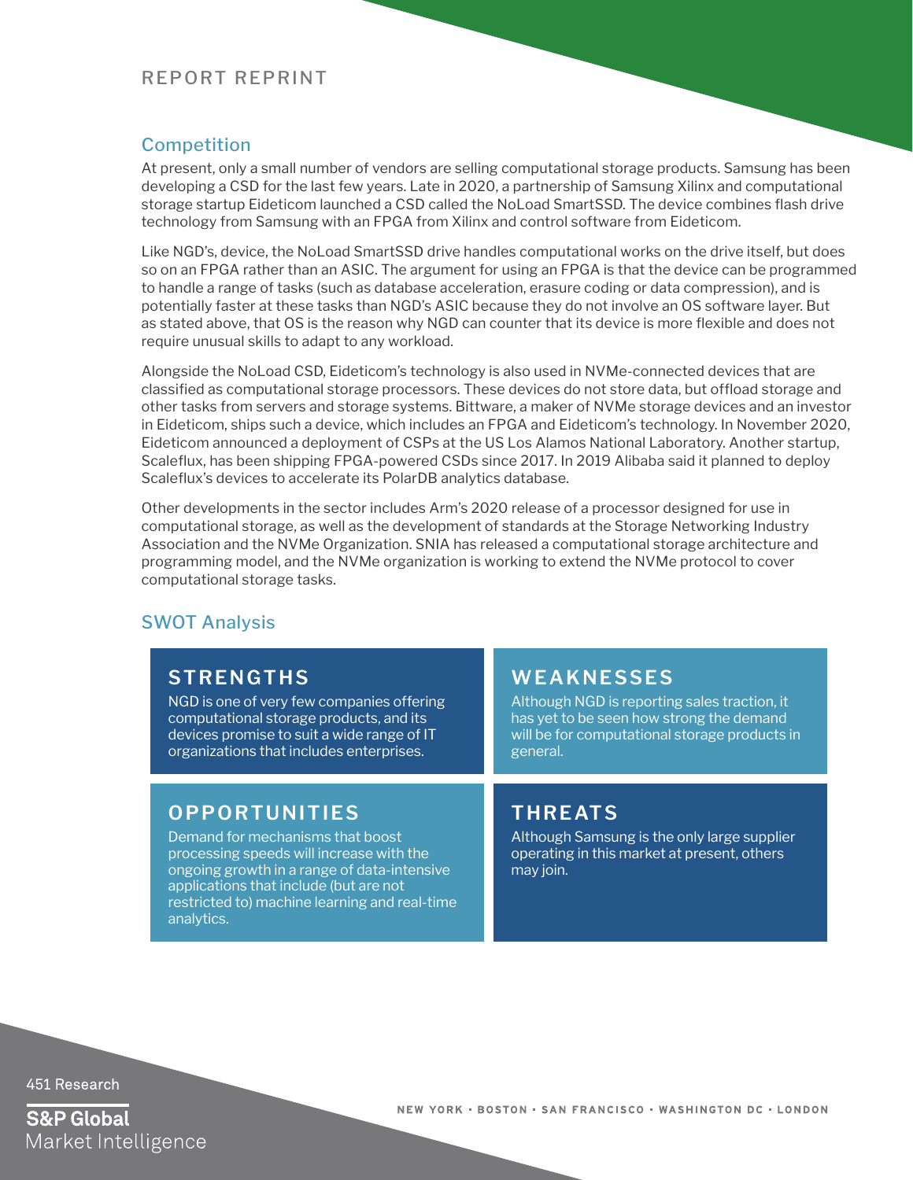## Competition

At present, only a small number of vendors are selling computational storage products. Samsung has been developing a CSD for the last few years. Late in 2020, a partnership of Samsung Xilinx and computational storage startup Eideticom launched a CSD called the NoLoad SmartSSD. The device combines flash drive technology from Samsung with an FPGA from Xilinx and control software from Eideticom.

Like NGD's, device, the NoLoad SmartSSD drive handles computational works on the drive itself, but does so on an FPGA rather than an ASIC. The argument for using an FPGA is that the device can be programmed to handle a range of tasks (such as database acceleration, erasure coding or data compression), and is potentially faster at these tasks than NGD's ASIC because they do not involve an OS software layer. But as stated above, that OS is the reason why NGD can counter that its device is more flexible and does not require unusual skills to adapt to any workload.

Alongside the NoLoad CSD, Eideticom's technology is also used in NVMe-connected devices that are classified as computational storage processors. These devices do not store data, but offload storage and other tasks from servers and storage systems. Bittware, a maker of NVMe storage devices and an investor in Eideticom, ships such a device, which includes an FPGA and Eideticom's technology. In November 2020, Eideticom announced a deployment of CSPs at the US Los Alamos National Laboratory. Another startup, Scaleflux, has been shipping FPGA-powered CSDs since 2017. In 2019 Alibaba said it planned to deploy Scaleflux's devices to accelerate its PolarDB analytics database.

Other developments in the sector includes Arm's 2020 release of a processor designed for use in computational storage, as well as the development of standards at the Storage Networking Industry Association and the NVMe Organization. SNIA has released a computational storage architecture and programming model, and the NVMe organization is working to extend the NVMe protocol to cover computational storage tasks.

## SWOT Analysis

### STRENGTHS

NGD is one of very few companies offering computational storage products, and its devices promise to suit a wide range of IT organizations that includes enterprises.

### WEAKNESSES

Although NGD is reporting sales traction, it has yet to be seen how strong the demand will be for computational storage products in general.

### OPPORTUNITIES

Demand for mechanisms that boost processing speeds will increase with the ongoing growth in a range of data-intensive applications that include (but are not restricted to) machine learning and real-time analytics.

### THREATS

Although Samsung is the only large supplier operating in this market at present, others may join.